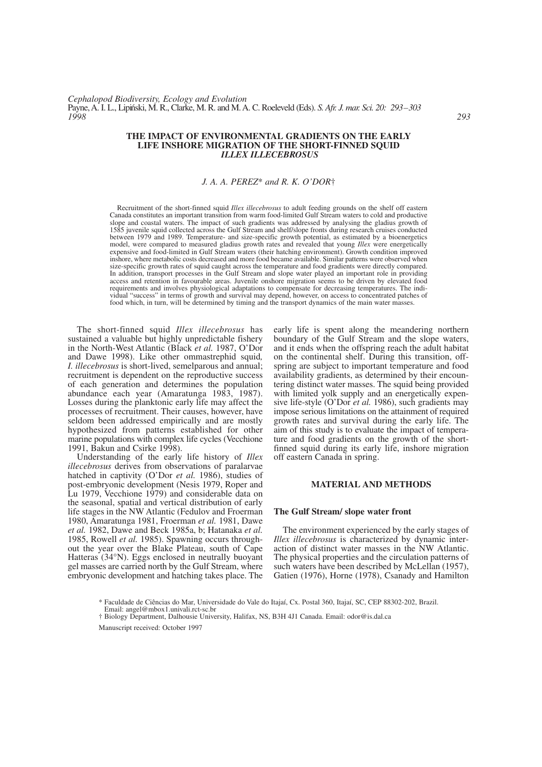# THE IMPACT OF ENVIRONMENTAL GRADIENTS ON THE EARLY LIFE INSHORE MIGRATION OF THE SHORT-FINNED SQUID *ILLEX ILLECEBROSUS*

*J. A. A. PEREZ\* and R. K. O'DOR†*

Recruitment of the short-finned squid *Illex illecebrosus* to adult feeding grounds on the shelf off eastern Canada constitutes an important transition from warm food-limited Gulf Stream waters to cold and productive slope and coastal waters. The impact of such gradients was addressed by analysing the gladius growth of 1585 juvenile squid collected across the Gulf Stream and shelf/slope fronts during research cruises conducted between 1979 and 1989. Temperature- and size-specific growth potential, as estimated by a bioenergetics model, were compared to measured gladius growth rates and revealed that young *Illex* were energetically expensive and food-limited in Gulf Stream waters (their hatching environment). Growth condition improved inshore, where metabolic costs decreased and more food became available. Similar patterns were observed when size-specific growth rates of squid caught across the temperature and food gradients were directly compared. In addition, transport processes in the Gulf Stream and slope water played an important role in providing access and retention in favourable areas. Juvenile onshore migration seems to be driven by elevated food requirements and involves physiological adaptations to compensate for decreasing temperatures. The individual "success" in terms of growth and survival may depend, however, on access to concentrated patches of food which, in turn, will be determined by timing and the transport dynamics of the main water masses.

The short-finned squid *Illex illecebrosus* has sustained a valuable but highly unpredictable fishery in the North-West Atlantic (Black *et al.* 1987, O'Dor and Dawe 1998). Like other ommastrephid squid, *I. illecebrosus* is short-lived, semelparous and annual; recruitment is dependent on the reproductive success of each generation and determines the population abundance each year (Amaratunga 1983, 1987). Losses during the planktonic early life may affect the processes of recruitment. Their causes, however, have seldom been addressed empirically and are mostly hypothesized from patterns established for other marine populations with complex life cycles (Vecchione 1991, Bakun and Csirke 1998).

Understanding of the early life history of *Illex illecebrosus* derives from observations of paralarvae hatched in captivity (O'Dor *et al.* 1986), studies of post-embryonic development (Nesis 1979, Roper and Lu 1979, Vecchione 1979) and considerable data on the seasonal, spatial and vertical distribution of early life stages in the NW Atlantic (Fedulov and Froerman 1980, Amaratunga 1981, Froerman *et al.* 1981, Dawe *et al.* 1982, Dawe and Beck 1985a, b; Hatanaka *et al.* 1985, Rowell *et al.* 1985). Spawning occurs throughout the year over the Blake Plateau, south of Cape Hatteras (34°N). Eggs enclosed in neutrally buoyant gel masses are carried north by the Gulf Stream, where embryonic development and hatching takes place. The early life is spent along the meandering northern boundary of the Gulf Stream and the slope waters, and it ends when the offspring reach the adult habitat on the continental shelf. During this transition, offspring are subject to important temperature and food availability gradients, as determined by their encountering distinct water masses. The squid being provided with limited yolk supply and an energetically expensive life-style (O'Dor *et al.* 1986), such gradients may impose serious limitations on the attainment of required growth rates and survival during the early life. The aim of this study is to evaluate the impact of temperature and food gradients on the growth of the short-finned squid during its early life, inshore migration off eastern Canada in spring.

## MATERIAL AND METHODS

### The Gulf Stream/ slope water front

The environment experienced by the early stages of *Illex illecebrosus* is characterized by dynamic interaction of distinct water masses in the NW Atlantic. The physical properties and the circulation patterns of such waters have been described by McLellan (1957), Gatien (1976), Horne (1978), Csanady and Hamilton

\* Faculdade de Ciências do Mar, Universidade do Vale do Itajaí, Cx. Postal 360, Itajaí, SC, CEP 88302-202, Brazil. Email: angel@mbox1.univali.rct-sc.br

† Biology Department, Dalhousie University, Halifax, NS, B3H 4J1 Canada. Email: odor@is.dal.ca

Manuscript received: October 1997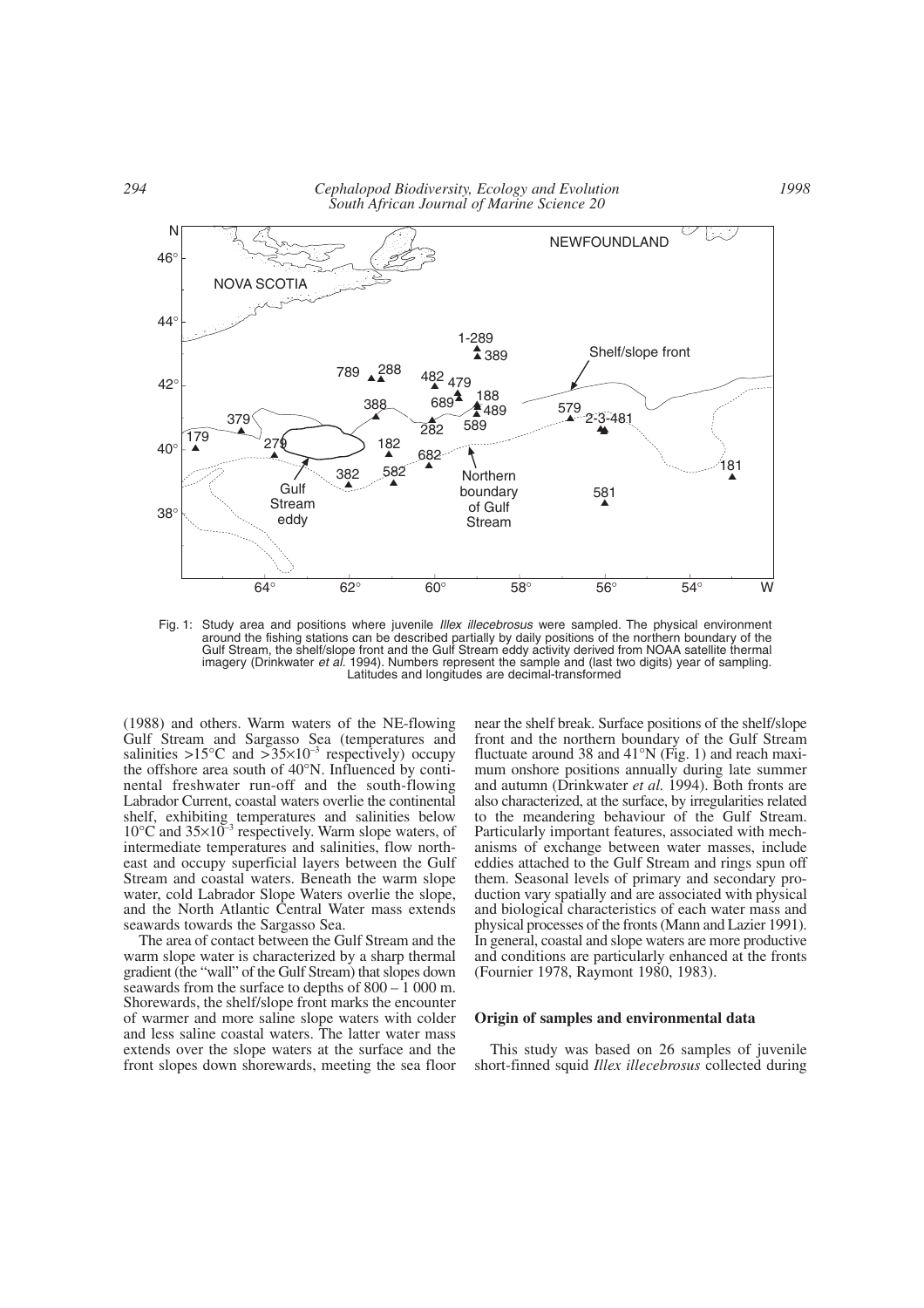Fig. 1: Study area and positions where juvenile *Illex illecebrosus* were sampled. The physical environment around the fishing stations can be described partially by daily positions of the northern boundary of the Gulf Stream, the shelf/slope front and the Gulf Stream eddy activity derived from NOAA satellite thermal imagery (Drinkwater *et al.* 1994). Numbers represent the sample and (last two digits) year of sampling. Latitudes and longitudes are decimal-transformed

(1988) and others. Warm waters of the NE-flowing Gulf Stream and Sargasso Sea (temperatures and salinities >15°C and $>35\times10^{-3}$ respectively) occupy the offshore area south of 40°N. Influenced by continental freshwater run-off and the south-flowing Labrador Current, coastal waters overlie the continental shelf, exhibiting temperatures and salinities below 10°C and $35\times10^{-3}$ respectively. Warm slope waters, of intermediate temperatures and salinities, flow northeast and occupy superficial layers between the Gulf Stream and coastal waters. Beneath the warm slope water, cold Labrador Slope Waters overlie the slope, and the North Atlantic Central Water mass extends seawards towards the Sargasso Sea.

The area of contact between the Gulf Stream and the warm slope water is characterized by a sharp thermal gradient (the "wall" of the Gulf Stream) that slopes down seawards from the surface to depths of 800 – 1 000 m. Shorewards, the shelf/slope front marks the encounter of warmer and more saline slope waters with colder and less saline coastal waters. The latter water mass extends over the slope waters at the surface and the front slopes down shorewards, meeting the sea floor near the shelf break. Surface positions of the shelf/slope front and the northern boundary of the Gulf Stream fluctuate around 38 and 41°N (Fig. 1) and reach maximum onshore positions annually during late summer and autumn (Drinkwater *et al.* 1994). Both fronts are also characterized, at the surface, by irregularities related to the meandering behaviour of the Gulf Stream. Particularly important features, associated with mechanisms of exchange between water masses, include eddies attached to the Gulf Stream and rings spun off them. Seasonal levels of primary and secondary production vary spatially and are associated with physical and biological characteristics of each water mass and physical processes of the fronts (Mann and Lazier 1991). In general, coastal and slope waters are more productive and conditions are particularly enhanced at the fronts (Fournier 1978, Raymont 1980, 1983).

### Origin of samples and environmental data

This study was based on 26 samples of juvenile short-finned squid *Illex illecebrosus* collected during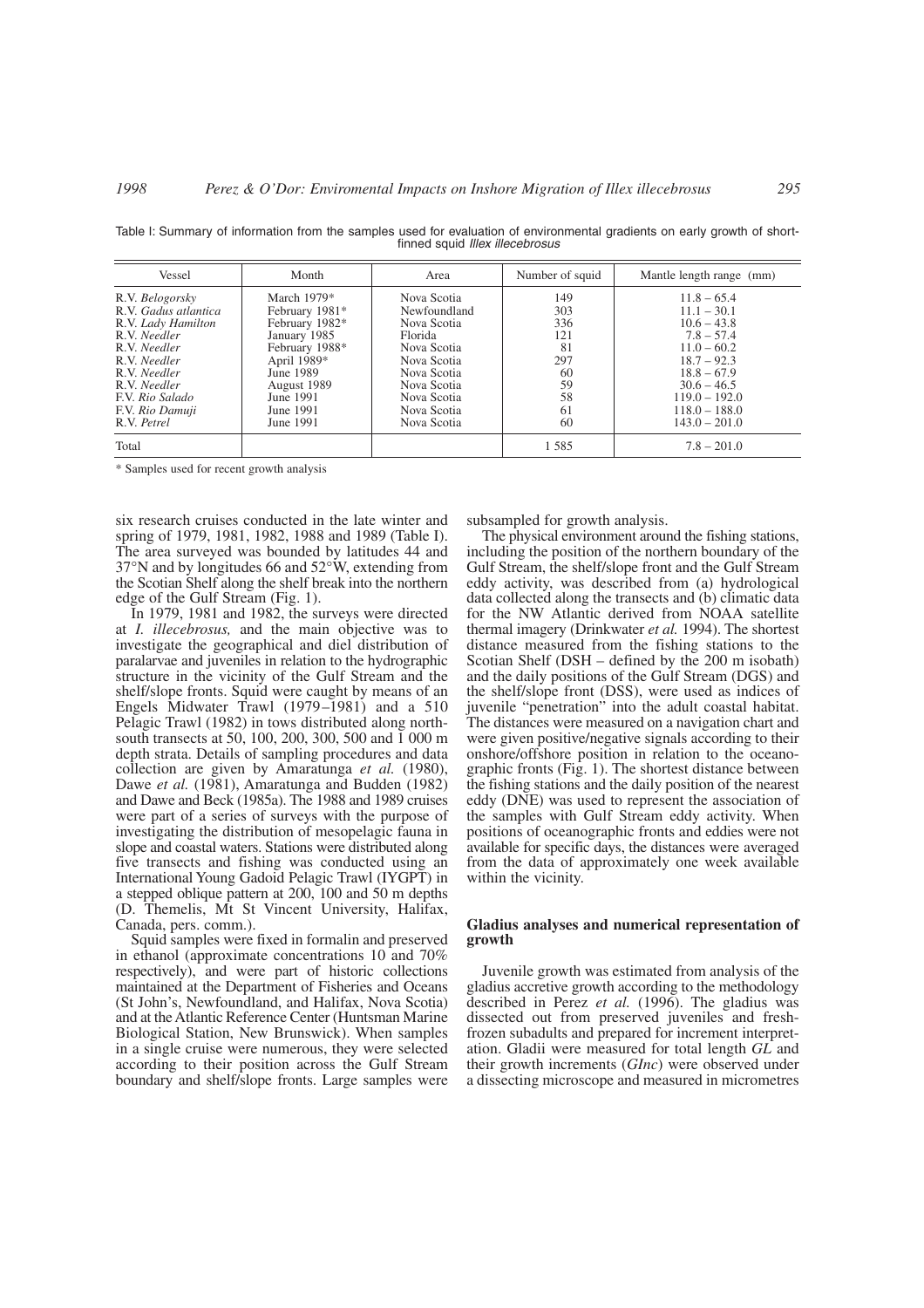Table I: Summary of information from the samples used for evaluation of environmental gradients on early growth of short-finned squid *Illex illecebrosus*

| Vessel | Month | Area | Number of squid | Mantle length range (mm) |
|---|---|---|---|---|
| R.V. *Belogorsky* | March 1979* | Nova Scotia | 149 | 11.8 – 65.4 |
| R.V. *Gadus atlantica* | February 1981* | Newfoundland | 303 | 11.1 – 30.1 |
| R.V. *Lady Hamilton* | February 1982* | Nova Scotia | 336 | 10.6 – 43.8 |
| R.V. *Needler* | January 1985 | Florida | 121 | 7.8 – 57.4 |
| R.V. *Needler* | February 1988* | Nova Scotia | 81 | 11.0 – 60.2 |
| R.V. *Needler* | April 1989* | Nova Scotia | 297 | 18.7 – 92.3 |
| R.V. *Needler* | June 1989 | Nova Scotia | 60 | 18.8 – 67.9 |
| R.V. *Needler* | August 1989 | Nova Scotia | 59 | 30.6 – 46.5 |
| F.V. *Rio Salado* | June 1991 | Nova Scotia | 58 | 119.0 – 192.0 |
| F.V. *Rio Damuji* | June 1991 | Nova Scotia | 61 | 118.0 – 188.0 |
| R.V. *Petrel* | June 1991 | Nova Scotia | 60 | 143.0 – 201.0 |
| Total | | | 1 585 | 7.8 – 201.0 |

\* Samples used for recent growth analysis

six research cruises conducted in the late winter and spring of 1979, 1981, 1982, 1988 and 1989 (Table I). The area surveyed was bounded by latitudes 44 and 37°N and by longitudes 66 and 52°W, extending from the Scotian Shelf along the shelf break into the northern edge of the Gulf Stream (Fig. 1).

In 1979, 1981 and 1982, the surveys were directed at *I. illecebrosus,* and the main objective was to investigate the geographical and diel distribution of paralarvae and juveniles in relation to the hydrographic structure in the vicinity of the Gulf Stream and the shelf/slope fronts. Squid were caught by means of an Engels Midwater Trawl (1979–1981) and a 510 Pelagic Trawl (1982) in tows distributed along north-south transects at 50, 100, 200, 300, 500 and 1 000 m depth strata. Details of sampling procedures and data collection are given by Amaratunga *et al.* (1980), Dawe *et al.* (1981), Amaratunga and Budden (1982) and Dawe and Beck (1985a). The 1988 and 1989 cruises were part of a series of surveys with the purpose of investigating the distribution of mesopelagic fauna in slope and coastal waters. Stations were distributed along five transects and fishing was conducted using an International Young Gadoid Pelagic Trawl (IYGPT) in a stepped oblique pattern at 200, 100 and 50 m depths (D. Themelis, Mt St Vincent University, Halifax, Canada, pers. comm.).

Squid samples were fixed in formalin and preserved in ethanol (approximate concentrations 10 and 70% respectively), and were part of historic collections maintained at the Department of Fisheries and Oceans (St John's, Newfoundland, and Halifax, Nova Scotia) and at the Atlantic Reference Center (Huntsman Marine Biological Station, New Brunswick). When samples in a single cruise were numerous, they were selected according to their position across the Gulf Stream boundary and shelf/slope fronts. Large samples were subsampled for growth analysis.

The physical environment around the fishing stations, including the position of the northern boundary of the Gulf Stream, the shelf/slope front and the Gulf Stream eddy activity, was described from (a) hydrological data collected along the transects and (b) climatic data for the NW Atlantic derived from NOAA satellite thermal imagery (Drinkwater *et al.* 1994). The shortest distance measured from the fishing stations to the Scotian Shelf (DSH – defined by the 200 m isobath) and the daily positions of the Gulf Stream (DGS) and the shelf/slope front (DSS), were used as indices of juvenile "penetration" into the adult coastal habitat. The distances were measured on a navigation chart and were given positive/negative signals according to their onshore/offshore position in relation to the oceanographic fronts (Fig. 1). The shortest distance between the fishing stations and the daily position of the nearest eddy (DNE) was used to represent the association of the samples with Gulf Stream eddy activity. When positions of oceanographic fronts and eddies were not available for specific days, the distances were averaged from the data of approximately one week available within the vicinity.

### Gladius analyses and numerical representation of growth

Juvenile growth was estimated from analysis of the gladius accretive growth according to the methodology described in Perez *et al.* (1996). The gladius was dissected out from preserved juveniles and fresh-frozen subadults and prepared for increment interpretation. Gladii were measured for total length *GL* and their growth increments (*GInc*) were observed under a dissecting microscope and measured in micrometres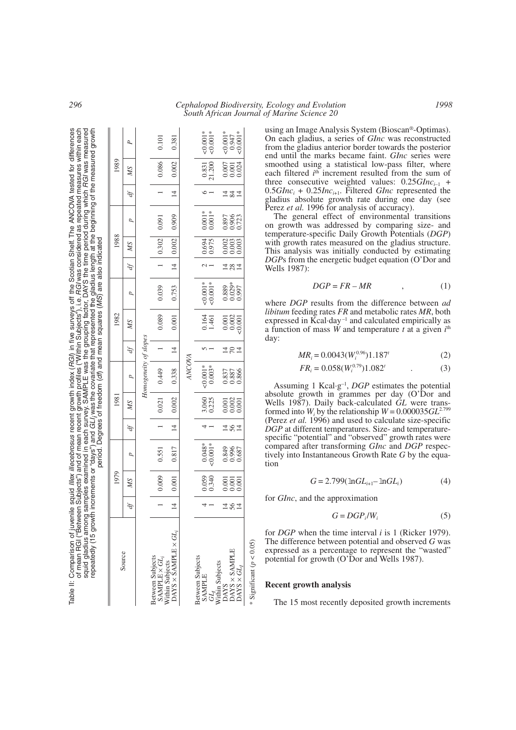Table II: Comparison of juvenile squid *Illex illecebrosus* recent growth index (*RGI*) in five surveys off the Scotian Shelf. The ANCOVA tested for differences of mean RGI ("Between Subjects") and of mean recent growth profiles ("Within Subjects"), i.e. *RGI* was considered as repeated measures within each squid gladius among samples examined in each survey. SAMPLE was the grouping factor, DAYS the time period during which *RGI* was measured repeatedly (15 growth increments or "days") and $GL_I$ was the covariate that represented the gladius length at the beginning of the measured growth period. Degrees of freedom (*df*) and mean squares (*MS*) are also indicated

| Source | 1979 | | | 1981 | | | 1982 | | | 1988 | | | 1989 | | |
|---|---|---|---|---|---|---|---|---|---|---|---|---|---|---|---|
| | *df* | *MS* | *p* | *df* | *MS* | *p* | *df* | *MS* | *p* | *df* | *MS* | *p* | *df* | *MS* | *p* |
| *Homogeneity of slopes* | | | | | | | | | | | | | | | |
| Between Subjects | | | | | | | | | | | | | | | |
| SAMPLE × $GL_I$ | 1 | 0.009 | 0.551 | 1 | 0.021 | 0.449 | 1 | 0.089 | 0.039 | 1 | 0.302 | 0.091 | 1 | 0.086 | 0.101 |
| Within Subjects | | | | | | | | | | | | | | | |
| DAYS × SAMPLE × $GL_I$ | 14 | 0.001 | 0.817 | 14 | 0.002 | 0.338 | 14 | 0.001 | 0.753 | 14 | 0.002 | 0.909 | 14 | 0.002 | 0.381 |
| *ANCOVA* | | | | | | | | | | | | | | | |
| Between Subjects | | | | | | | | | | | | | | | |
| SAMPLE | 4 | 0.059 | 0.048* | 4 | 3.060 | <0.001* | 5 | 0.164 | <0.001* | 2 | 0.694 | 0.001* | 6 | 0.831 | <0.001* |
| $GL_I$ | 1 | 0.340 | <0.001* | 1 | 0.225 | 0.003* | 1 | 1.461 | <0.001* | 1 | 0.975 | 0.001* | 1 | 21.200 | <0.001* |
| Within Subjects | | | | | | | | | | | | | | | |
| DAYS | 14 | 0.001 | 0.849 | 14 | 0.001 | 0.837 | 14 | 0.001 | 0.889 | 14 | 0.002 | 0.897 | 14 | 0.007 | <0.001* |
| DAYS × SAMPLE | 56 | 0.001 | 0.996 | 56 | 0.002 | 0.887 | 70 | 0.002 | 0.029* | 28 | 0.003 | 0.906 | 84 | 0.001 | 0.947 |
| DAYS × $GL_I$ | 14 | 0.001 | 0.687 | 14 | 0.001 | 0.866 | 14 | <0.001 | 0.997 | 14 | 0.003 | 0.723 | 14 | 0.024 | <0.001* |

\* Significant ($p < 0.05$)

using an Image Analysis System (Bioscan®-Optimas). On each gladius, a series of *GInc* was reconstructed from the gladius anterior border towards the posterior end until the marks became faint. *GInc* series were smoothed using a statistical low-pass filter, where each filtered $i^{th}$ increment resulted from the sum of three consecutive weighted values: $0.25GInc_{i-1}$ + $0.5GInc_i$ + $0.25Inc_{i+1}$. Filtered *GInc* represented the gladius absolute growth rate during one day (see Perez *et al.* 1996 for analysis of accuracy).

The general effect of environmental transitions on growth was addressed by comparing size- and temperature-specific Daily Growth Potentials (*DGP*) with growth rates measured on the gladius structure. This analysis was initially conducted by estimating *DGP*s from the energetic budget equation (O'Dor and Wells 1987):

$$DGP = FR - MR \qquad , \qquad (1)$$

where *DGP* results from the difference between *ad libitum* feeding rates *FR* and metabolic rates *MR*, both expressed in Kcal·day⁻¹ and calculated empirically as a function of mass *W* and temperature *t* at a given $i^{th}$ day:

$$MR_i = 0.0043(W_i^{0.96})1.187^t \qquad (2)$$

$$FR_i = 0.058(W_i^{0.79})1.082^t \qquad . \qquad (3)$$

Assuming 1 Kcal·g⁻¹, *DGP* estimates the potential absolute growth in grammes per day (O'Dor and Wells 1987). Daily back-calculated *GL* were transformed into $W_i$ by the relationship $W = 0.000035GL^{2.799}$ (Perez *et al.* 1996) and used to calculate size-specific *DGP* at different temperatures. Size- and temperature-specific "potential" and "observed" growth rates were compared after transforming *GInc* and *DGP* respectively into Instantaneous Growth Rate *G* by the equation

$$G = 2.799(\ln GL_{i+1} - \ln GL_i) \qquad (4)$$

for *GInc*, and the approximation

$$G = DGP_i/W_i \qquad (5)$$

for *DGP* when the time interval *i* is 1 (Ricker 1979). The difference between potential and observed *G* was expressed as a percentage to represent the "wasted" potential for growth (O'Dor and Wells 1987).

### Recent growth analysis

The 15 most recently deposited growth increments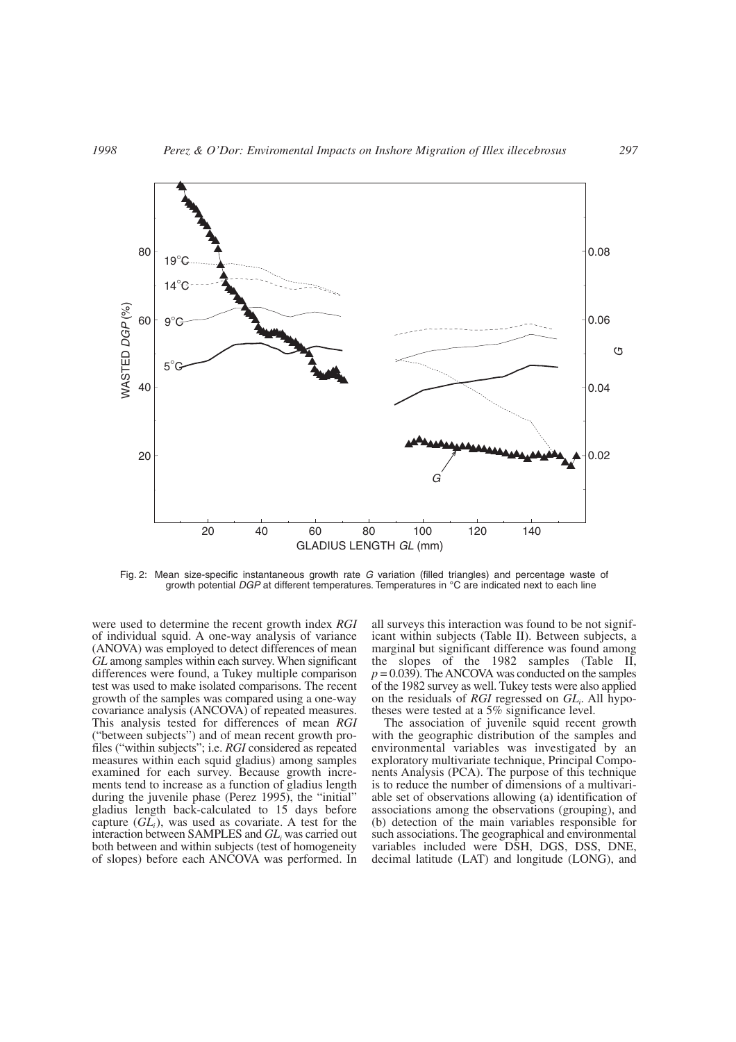Fig. 2: Mean size-specific instantaneous growth rate $G$ variation (filled triangles) and percentage waste of growth potential $DGP$ at different temperatures. Temperatures in °C are indicated next to each line

were used to determine the recent growth index $RGI$ of individual squid. A one-way analysis of variance (ANOVA) was employed to detect differences of mean $GL$ among samples within each survey. When significant differences were found, a Tukey multiple comparison test was used to make isolated comparisons. The recent growth of the samples was compared using a one-way covariance analysis (ANCOVA) of repeated measures. This analysis tested for differences of mean $RGI$ ("between subjects") and of mean recent growth profiles ("within subjects"; i.e. $RGI$ considered as repeated measures within each squid gladius) among samples examined for each survey. Because growth increments tend to increase as a function of gladius length during the juvenile phase (Perez 1995), the "initial" gladius length back-calculated to 15 days before capture ($GL_i$), was used as covariate. A test for the interaction between SAMPLES and $GL_i$ was carried out both between and within subjects (test of homogeneity of slopes) before each ANCOVA was performed. In all surveys this interaction was found to be not significant within subjects (Table II). Between subjects, a marginal but significant difference was found among the slopes of the 1982 samples (Table II, $p = 0.039$). The ANCOVA was conducted on the samples of the 1982 survey as well. Tukey tests were also applied on the residuals of $RGI$ regressed on $GL_i$. All hypotheses were tested at a 5% significance level.

The association of juvenile squid recent growth with the geographic distribution of the samples and environmental variables was investigated by an exploratory multivariate technique, Principal Components Analysis (PCA). The purpose of this technique is to reduce the number of dimensions of a multivariable set of observations allowing (a) identification of associations among the observations (grouping), and (b) detection of the main variables responsible for such associations. The geographical and environmental variables included were DSH, DGS, DSS, DNE, decimal latitude (LAT) and longitude (LONG), and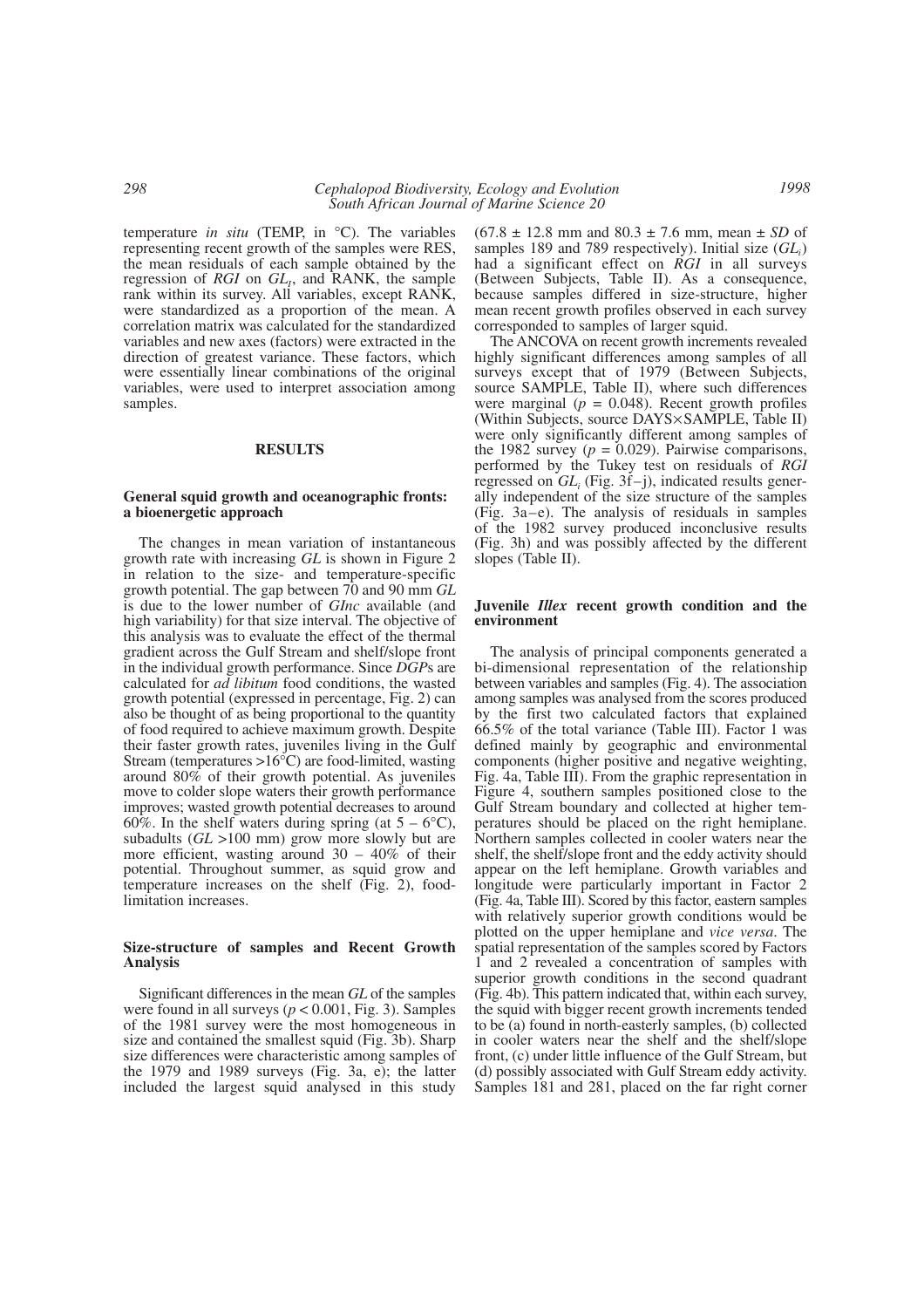temperature *in situ* (TEMP, in °C). The variables representing recent growth of the samples were RES, the mean residuals of each sample obtained by the regression of *RGI* on $GL_I$, and RANK, the sample rank within its survey. All variables, except RANK, were standardized as a proportion of the mean. A correlation matrix was calculated for the standardized variables and new axes (factors) were extracted in the direction of greatest variance. These factors, which were essentially linear combinations of the original variables, were used to interpret association among samples.

## RESULTS

### General squid growth and oceanographic fronts: a bioenergetic approach

The changes in mean variation of instantaneous growth rate with increasing *GL* is shown in Figure 2 in relation to the size- and temperature-specific growth potential. The gap between 70 and 90 mm *GL* is due to the lower number of *GInc* available (and high variability) for that size interval. The objective of this analysis was to evaluate the effect of the thermal gradient across the Gulf Stream and shelf/slope front in the individual growth performance. Since *DGP*s are calculated for *ad libitum* food conditions, the wasted growth potential (expressed in percentage, Fig. 2) can also be thought of as being proportional to the quantity of food required to achieve maximum growth. Despite their faster growth rates, juveniles living in the Gulf Stream (temperatures >16°C) are food-limited, wasting around 80% of their growth potential. As juveniles move to colder slope waters their growth performance improves; wasted growth potential decreases to around 60%. In the shelf waters during spring (at 5 – 6°C), subadults (*GL* >100 mm) grow more slowly but are more efficient, wasting around 30 – 40% of their potential. Throughout summer, as squid grow and temperature increases on the shelf (Fig. 2), food-limitation increases.

### Size-structure of samples and Recent Growth Analysis

Significant differences in the mean *GL* of the samples were found in all surveys ($p < 0.001$, Fig. 3). Samples of the 1981 survey were the most homogeneous in size and contained the smallest squid (Fig. 3b). Sharp size differences were characteristic among samples of the 1979 and 1989 surveys (Fig. 3a, e); the latter included the largest squid analysed in this study (67.8 ± 12.8 mm and 80.3 ± 7.6 mm, mean ± *SD* of samples 189 and 789 respectively). Initial size ($GL_i$) had a significant effect on *RGI* in all surveys (Between Subjects, Table II). As a consequence, because samples differed in size-structure, higher mean recent growth profiles observed in each survey corresponded to samples of larger squid.

The ANCOVA on recent growth increments revealed highly significant differences among samples of all surveys except that of 1979 (Between Subjects, source SAMPLE, Table II), where such differences were marginal ($p = 0.048$). Recent growth profiles (Within Subjects, source DAYS×SAMPLE, Table II) were only significantly different among samples of the 1982 survey ($p = 0.029$). Pairwise comparisons, performed by the Tukey test on residuals of *RGI* regressed on $GL_i$ (Fig. 3f–j), indicated results generally independent of the size structure of the samples (Fig. 3a–e). The analysis of residuals in samples of the 1982 survey produced inconclusive results (Fig. 3h) and was possibly affected by the different slopes (Table II).

### Juvenile *Illex* recent growth condition and the environment

The analysis of principal components generated a bi-dimensional representation of the relationship between variables and samples (Fig. 4). The association among samples was analysed from the scores produced by the first two calculated factors that explained 66.5% of the total variance (Table III). Factor 1 was defined mainly by geographic and environmental components (higher positive and negative weighting, Fig. 4a, Table III). From the graphic representation in Figure 4, southern samples positioned close to the Gulf Stream boundary and collected at higher temperatures should be placed on the right hemiplane. Northern samples collected in cooler waters near the shelf, the shelf/slope front and the eddy activity should appear on the left hemiplane. Growth variables and longitude were particularly important in Factor 2 (Fig. 4a, Table III). Scored by this factor, eastern samples with relatively superior growth conditions would be plotted on the upper hemiplane and *vice versa*. The spatial representation of the samples scored by Factors 1 and 2 revealed a concentration of samples with superior growth conditions in the second quadrant (Fig. 4b). This pattern indicated that, within each survey, the squid with bigger recent growth increments tended to be (a) found in north-easterly samples, (b) collected in cooler waters near the shelf and the shelf/slope front, (c) under little influence of the Gulf Stream, but (d) possibly associated with Gulf Stream eddy activity. Samples 181 and 281, placed on the far right corner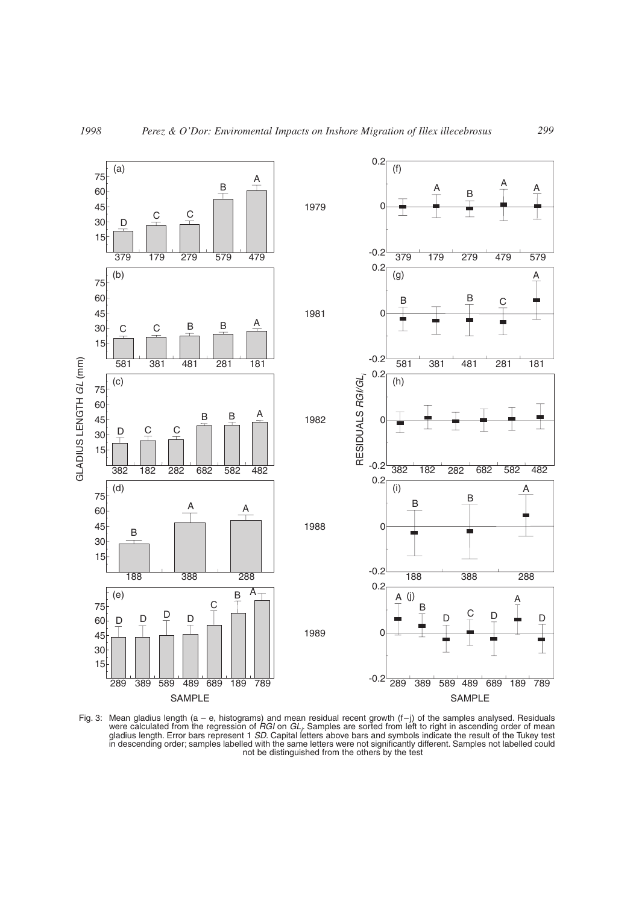Fig. 3: Mean gladius length (a – e, histograms) and mean residual recent growth (f–j) of the samples analysed. Residuals were calculated from the regression of *RGI* on $GL_i$. Samples are sorted from left to right in ascending order of mean gladius length. Error bars represent 1 *SD*. Capital letters above bars and symbols indicate the result of the Tukey test in descending order; samples labelled with the same letters were not significantly different. Samples not labelled could not be distinguished from the others by the test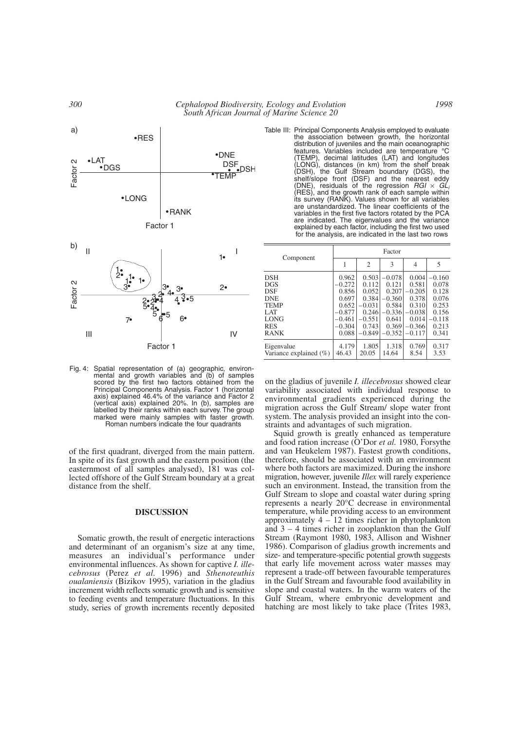Fig. 4: Spatial representation of (a) geographic, environmental and growth variables and (b) of samples scored by the first two factors obtained from the Principal Components Analysis. Factor 1 (horizontal axis) explained 46.4% of the variance and Factor 2 (vertical axis) explained 20%. In (b), samples are labelled by their ranks within each survey. The group marked were mainly samples with faster growth. Roman numbers indicate the four quadrants

Table III: Principal Components Analysis employed to evaluate the association between growth, the horizontal distribution of juveniles and the main oceanographic features. Variables included are temperature °C (TEMP), decimal latitudes (LAT) and longitudes (LONG), distances (in km) from the shelf break (DSH), the Gulf Stream boundary (DGS), the shelf/slope front (DSF) and the nearest eddy (DNE), residuals of the regression $RGI \times GL_i$ (RES), and the growth rank of each sample within its survey (RANK). Values shown for all variables are unstandardized. The linear coefficients of the variables in the first five factors rotated by the PCA are indicated. The eigenvalues and the variance explained by each factor, including the first two used for the analysis, are indicated in the last two rows

| Component | Factor | | | | |
|---|---|---|---|---|---|
| | 1 | 2 | 3 | 4 | 5 |
| DSH | 0.962 | 0.503 | −0.078 | 0.004 | −0.160 |
| DGS | −0.272 | 0.112 | 0.121 | 0.581 | 0.078 |
| DSF | 0.856 | 0.052 | 0.207 | −0.205 | 0.128 |
| DNE | 0.697 | 0.384 | −0.360 | 0.378 | 0.076 |
| TEMP | 0.652 | −0.031 | 0.584 | 0.310 | 0.253 |
| LAT | −0.877 | 0.246 | −0.336 | −0.038 | 0.156 |
| LONG | −0.461 | −0.551 | 0.641 | 0.014 | −0.118 |
| RES | −0.304 | 0.743 | 0.369 | −0.366 | 0.213 |
| RANK | 0.088 | −0.849 | −0.352 | −0.117 | 0.341 |
| Eigenvalue | 4.179 | 1.805 | 1.318 | 0.769 | 0.317 |
| Variance explained (%) | 46.43 | 20.05 | 14.64 | 8.54 | 3.53 |

of the first quadrant, diverged from the main pattern. In spite of its fast growth and the eastern position (the easternmost of all samples analysed), 181 was collected offshore of the Gulf Stream boundary at a great distance from the shelf.

## DISCUSSION

Somatic growth, the result of energetic interactions and determinant of an organism's size at any time, measures an individual's performance under environmental influences. As shown for captive *I. illecebrosus* (Perez *et al.* 1996) and *Sthenoteuthis oualaniensis* (Bizikov 1995), variation in the gladius increment width reflects somatic growth and is sensitive to feeding events and temperature fluctuations. In this study, series of growth increments recently deposited on the gladius of juvenile *I. illecebrosus* showed clear variability associated with individual response to environmental gradients experienced during the migration across the Gulf Stream/ slope water front system. The analysis provided an insight into the constraints and advantages of such migration.

Squid growth is greatly enhanced as temperature and food ration increase (O'Dor *et al.* 1980, Forsythe and van Heukelem 1987). Fastest growth conditions, therefore, should be associated with an environment where both factors are maximized. During the inshore migration, however, juvenile *Illex* will rarely experience such an environment. Instead, the transition from the Gulf Stream to slope and coastal water during spring represents a nearly 20°C decrease in environmental temperature, while providing access to an environment approximately 4 – 12 times richer in phytoplankton and 3 – 4 times richer in zooplankton than the Gulf Stream (Raymont 1980, 1983, Allison and Wishner 1986). Comparison of gladius growth increments and size- and temperature-specific potential growth suggests that early life movement across water masses may represent a trade-off between favourable temperatures in the Gulf Stream and favourable food availability in slope and coastal waters. In the warm waters of the Gulf Stream, where embryonic development and hatching are most likely to take place (Trites 1983,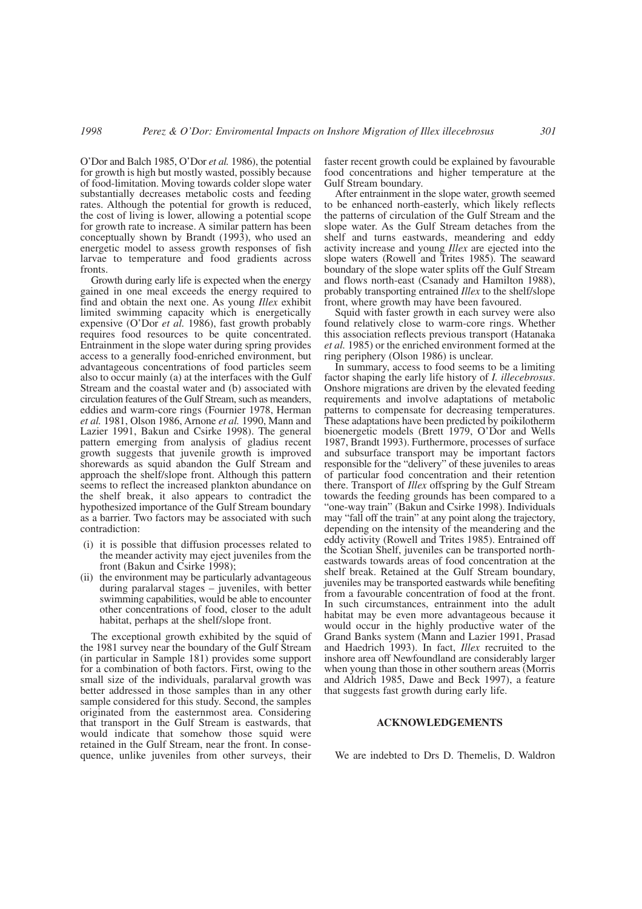O'Dor and Balch 1985, O'Dor *et al.* 1986), the potential for growth is high but mostly wasted, possibly because of food-limitation. Moving towards colder slope water substantially decreases metabolic costs and feeding rates. Although the potential for growth is reduced, the cost of living is lower, allowing a potential scope for growth rate to increase. A similar pattern has been conceptually shown by Brandt (1993), who used an energetic model to assess growth responses of fish larvae to temperature and food gradients across fronts.

Growth during early life is expected when the energy gained in one meal exceeds the energy required to find and obtain the next one. As young *Illex* exhibit limited swimming capacity which is energetically expensive (O'Dor *et al.* 1986), fast growth probably requires food resources to be quite concentrated. Entrainment in the slope water during spring provides access to a generally food-enriched environment, but advantageous concentrations of food particles seem also to occur mainly (a) at the interfaces with the Gulf Stream and the coastal water and (b) associated with circulation features of the Gulf Stream, such as meanders, eddies and warm-core rings (Fournier 1978, Herman *et al.* 1981, Olson 1986, Arnone *et al.* 1990, Mann and Lazier 1991, Bakun and Csirke 1998). The general pattern emerging from analysis of gladius recent growth suggests that juvenile growth is improved shorewards as squid abandon the Gulf Stream and approach the shelf/slope front. Although this pattern seems to reflect the increased plankton abundance on the shelf break, it also appears to contradict the hypothesized importance of the Gulf Stream boundary as a barrier. Two factors may be associated with such contradiction:

- (i) it is possible that diffusion processes related to the meander activity may eject juveniles from the front (Bakun and Csirke 1998);
- (ii) the environment may be particularly advantageous during paralarval stages – juveniles, with better swimming capabilities, would be able to encounter other concentrations of food, closer to the adult habitat, perhaps at the shelf/slope front.

The exceptional growth exhibited by the squid of the 1981 survey near the boundary of the Gulf Stream (in particular in Sample 181) provides some support for a combination of both factors. First, owing to the small size of the individuals, paralarval growth was better addressed in those samples than in any other sample considered for this study. Second, the samples originated from the easternmost area. Considering that transport in the Gulf Stream is eastwards, that would indicate that somehow those squid were retained in the Gulf Stream, near the front. In consequence, unlike juveniles from other surveys, their faster recent growth could be explained by favourable food concentrations and higher temperature at the Gulf Stream boundary.

After entrainment in the slope water, growth seemed to be enhanced north-easterly, which likely reflects the patterns of circulation of the Gulf Stream and the slope water. As the Gulf Stream detaches from the shelf and turns eastwards, meandering and eddy activity increase and young *Illex* are ejected into the slope waters (Rowell and Trites 1985). The seaward boundary of the slope water splits off the Gulf Stream and flows north-east (Csanady and Hamilton 1988), probably transporting entrained *Illex* to the shelf/slope front, where growth may have been favoured.

Squid with faster growth in each survey were also found relatively close to warm-core rings. Whether this association reflects previous transport (Hatanaka *et al.* 1985) or the enriched environment formed at the ring periphery (Olson 1986) is unclear.

In summary, access to food seems to be a limiting factor shaping the early life history of *I. illecebrosus*. Onshore migrations are driven by the elevated feeding requirements and involve adaptations of metabolic patterns to compensate for decreasing temperatures. These adaptations have been predicted by poikilotherm bioenergetic models (Brett 1979, O'Dor and Wells 1987, Brandt 1993). Furthermore, processes of surface and subsurface transport may be important factors responsible for the "delivery" of these juveniles to areas of particular food concentration and their retention there. Transport of *Illex* offspring by the Gulf Stream towards the feeding grounds has been compared to a "one-way train" (Bakun and Csirke 1998). Individuals may "fall off the train" at any point along the trajectory, depending on the intensity of the meandering and the eddy activity (Rowell and Trites 1985). Entrained off the Scotian Shelf, juveniles can be transported north-eastwards towards areas of food concentration at the shelf break. Retained at the Gulf Stream boundary, juveniles may be transported eastwards while benefiting from a favourable concentration of food at the front. In such circumstances, entrainment into the adult habitat may be even more advantageous because it would occur in the highly productive water of the Grand Banks system (Mann and Lazier 1991, Prasad and Haedrich 1993). In fact, *Illex* recruited to the inshore area off Newfoundland are considerably larger when young than those in other southern areas (Morris and Aldrich 1985, Dawe and Beck 1997), a feature that suggests fast growth during early life.

## ACKNOWLEDGEMENTS

We are indebted to Drs D. Themelis, D. Waldron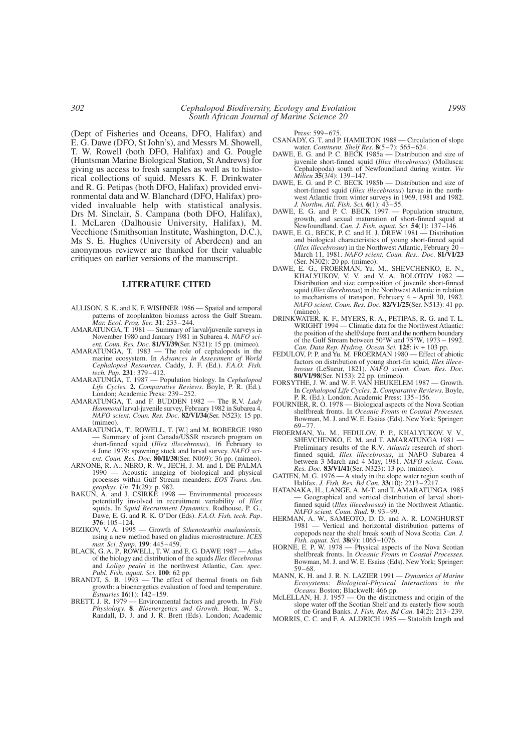(Dept of Fisheries and Oceans, DFO, Halifax) and E. G. Dawe (DFO, St John's), and Messrs M. Showell, T. W. Rowell (both DFO, Halifax) and G. Pougle (Huntsman Marine Biological Station, St Andrews) for giving us access to fresh samples as well as to historical collections of squid. Messrs K. F. Drinkwater and R. G. Petipas (both DFO, Halifax) provided environmental data and W. Blanchard (DFO, Halifax) provided invaluable help with statistical analysis. Drs M. Sinclair, S. Campana (both DFO, Halifax), I. McLaren (Dalhousie University, Halifax), M. Vecchione (Smithsonian Institute, Washington, D.C.), Ms S. E. Hughes (University of Aberdeen) and an anonymous reviewer are thanked for their valuable critiques on earlier versions of the manuscript.

## LITERATURE CITED

ALLISON, S. K. and K. F. WISHNER 1986 — Spatial and temporal patterns of zooplankton biomass across the Gulf Stream. *Mar. Ecol. Prog. Ser.* **31**: 233–244.

AMARATUNGA, T. 1981 — Summary of larval/juvenile surveys in November 1980 and January 1981 in Subarea 4. *NAFO scient. Coun. Res. Doc.* **81/VI/39**(Ser. N321): 15 pp. (mimeo).

AMARATUNGA, T. 1983 — The role of cephalopods in the marine ecosystem. In *Advances in Assessment of World Cephalopod Resources.* Caddy, J. F. (Ed.). *F.A.O. Fish. tech. Pap.* **231**: 379–412.

AMARATUNGA, T. 1987 — Population biology. In *Cephalopod Life Cycles.* **2.** *Comparative Reviews*. Boyle, P. R. (Ed.). London; Academic Press: 239–252.

AMARATUNGA, T. and F. BUDDEN 1982 — The R.V. *Lady Hammond* larval-juvenile survey, February 1982 in Subarea 4. *NAFO scient. Coun. Res. Doc.* **82/VI/34**(Ser. N523): 15 pp. (mimeo).

AMARATUNGA, T., ROWELL, T. [W.] and M. ROBERGE 1980 — Summary of joint Canada/USSR research program on short-finned squid (*Illex illecebrosus*), 16 February to 4 June 1979: spawning stock and larval survey. *NAFO scient. Coun. Res. Doc.* **80/II/38**(Ser. N069): 36 pp. (mimeo).

ARNONE, R. A., NERO, R. W., JECH, J. M. and I. DE PALMA 1990 — Acoustic imaging of biological and physical processes within Gulf Stream meanders. *EOS Trans. Am. geophys. Un*. **71**(29): p. 982.

BAKUN, A. and J. CSIRKE 1998 — Environmental processes potentially involved in recruitment variability of *Illex* squids. In *Squid Recruitment Dynamics*. Rodhouse, P. G., Dawe, E. G. and R. K. O'Dor (Eds). *F.A.O. Fish. tech. Pap*. **376**: 105–124.

BIZIKOV, V. A. 1995 — Growth of *Sthenoteuthis oualaniensis,* using a new method based on gladius microstructure. *ICES mar. Sci. Symp.* **199**: 445–459.

BLACK, G. A. P., ROWELL, T. W. and E. G. DAWE 1987 — Atlas of the biology and distribution of the squids *Illex illecebrosus* and *Loligo pealei* in the northwest Atlantic, *Can. spec. Publ. Fish. aquat. Sci*. **100**: 62 pp.

BRANDT, S. B. 1993 — The effect of thermal fronts on fish growth: a bioenergetics evaluation of food and temperature. *Estuaries* **16**(1): 142–159.

BRETT, J. R. 1979 — Environmental factors and growth. In *Fish Physiology.* **8**. *Bioenergetics and Growth.* Hoar, W. S., Randall, D. J. and J. R. Brett (Eds). London; Academic Press: 599–675.

CSANADY, G. T. and P. HAMILTON 1988 — Circulation of slope water. *Continent. Shelf Res.* **8**(5–7): 565–624.

DAWE, E. G. and P. C. BECK 1985a — Distribution and size of juvenile short-finned squid (*Illex illecebrosus*) (Mollusca: Cephalopoda) south of Newfoundland during winter. *Vie Milieu* **35**(3/4): 139–147.

DAWE, E. G. and P. C. BECK 1985b — Distribution and size of short-finned squid (*Illex illecebrosus*) larvae in the northwest Atlantic from winter surveys in 1969, 1981 and 1982. *J. Northw. Atl. Fish. Sci.* **6**(1): 43–55.

DAWE, E. G. and P. C. BECK 1997 — Population structure, growth, and sexual maturation of short-finned squid at Newfoundland. *Can. J. Fish. aquat. Sci.* **54**(1): 137–146.

DAWE, E. G., BECK, P. C. and H. J. DREW 1981 — Distribution and biological characteristics of young short-finned squid (*Illex illecebrosus*) in the Northwest Atlantic, February 20 – March 11, 1981. *NAFO scient. Coun. Res.. Doc.* **81/VI/23** (Ser. N302): 20 pp. (mimeo).

DAWE, E. G., FROERMAN, Yu. M., SHEVCHENKO, E. N., KHALYUKOV, V. V. and V. A. BOLOTOV 1982 — Distribution and size composition of juvenile short-finned squid (*Illex illecebrosus*) in the Northwest Atlantic in relation to mechanisms of transport, February 4 – April 30, 1982. *NAFO scient. Coun. Res. Doc.* **82/VI/25**(Ser. N513): 41 pp. (mimeo).

DRINKWATER, K. F., MYERS, R. A., PETIPAS, R. G. and T. L. WRIGHT 1994 — Climatic data for the Northwest Atlantic: the position of the shelf/slope front and the northern boundary of the Gulf Stream between 50°W and 75°W, 1973 – 1992. *Can. Data Rep. Hydrog. Ocean Sci.* **125**: iv + 103 pp.

FEDULOV, P. P. and Yu. M. FROERMAN 1980 — Effect of abiotic factors on distribution of young short-fin squid, *Illex illecebrosus* (LeSueur, 1821). *NAFO scient. Coun. Res. Doc.* **80/VI/98**(Ser. N153): 22 pp. (mimeo).

FORSYTHE, J. W. and W. F. VAN HEUKELEM 1987 — Growth. In *Cephalopod Life Cycles.* **2**. *Comparative Reviews*. Boyle, P. R. (Ed.). London; Academic Press: 135–156.

FOURNIER, R. O. 1978 — Biological aspects of the Nova Scotian shelfbreak fronts. In *Oceanic Fronts in Coastal Processes.* Bowman, M. J. and W. E. Esaias (Eds). New York; Springer: 69–77.

FROERMAN, Yu. M., FEDULOV, P. P., KHALYUKOV, V. V., SHEVCHENKO, E. M. and T. AMARATUNGA 1981 — Preliminary results of the R.V. *Atlantis* research of short-finned squid, *Illex illecebrosus*, in NAFO Subarea 4 between 3 March and 4 May, 1981. *NAFO scient. Coun. Res. Doc.* **83/VI/41**(Ser. N323): 13 pp. (mimeo).

GATIEN, M. G. 1976 — A study in the slope water region south of Halifax. *J. Fish. Res. Bd Can.* **33**(10): 2213–2217.

HATANAKA, H., LANGE, A. M-T. and T. AMARATUNGA 1985 — Geographical and vertical distribution of larval short-finned squid (*Illex illecebrosus*) in the Northwest Atlantic. *NAFO scient. Coun. Stud.* **9**: 93–99.

HERMAN, A. W., SAMEOTO, D. D. and A. R. LONGHURST 1981 — Vertical and horizontal distribution patterns of copepods near the shelf break south of Nova Scotia. *Can. J. Fish. aquat. Sci.* **38**(9): 1065–1076.

HORNE, E. P. W. 1978 — Physical aspects of the Nova Scotian shelfbreak fronts. In *Oceanic Fronts in Coastal Processes.* Bowman, M. J. and W. E. Esaias (Eds). New York; Springer: 59–68.

MANN, K. H. and J. R. N. LAZIER 1991 — *Dynamics of Marine Ecosystems: Biological-Physical Interactions in the Oceans.* Boston; Blackwell: 466 pp.

McLELLAN, H. J. 1957 — On the distinctness and origin of the slope water off the Scotian Shelf and its easterly flow south of the Grand Banks. *J. Fish. Res. Bd Can.* **14**(2): 213–239.

MORRIS, C. C. and F. A. ALDRICH 1985 — Statolith length and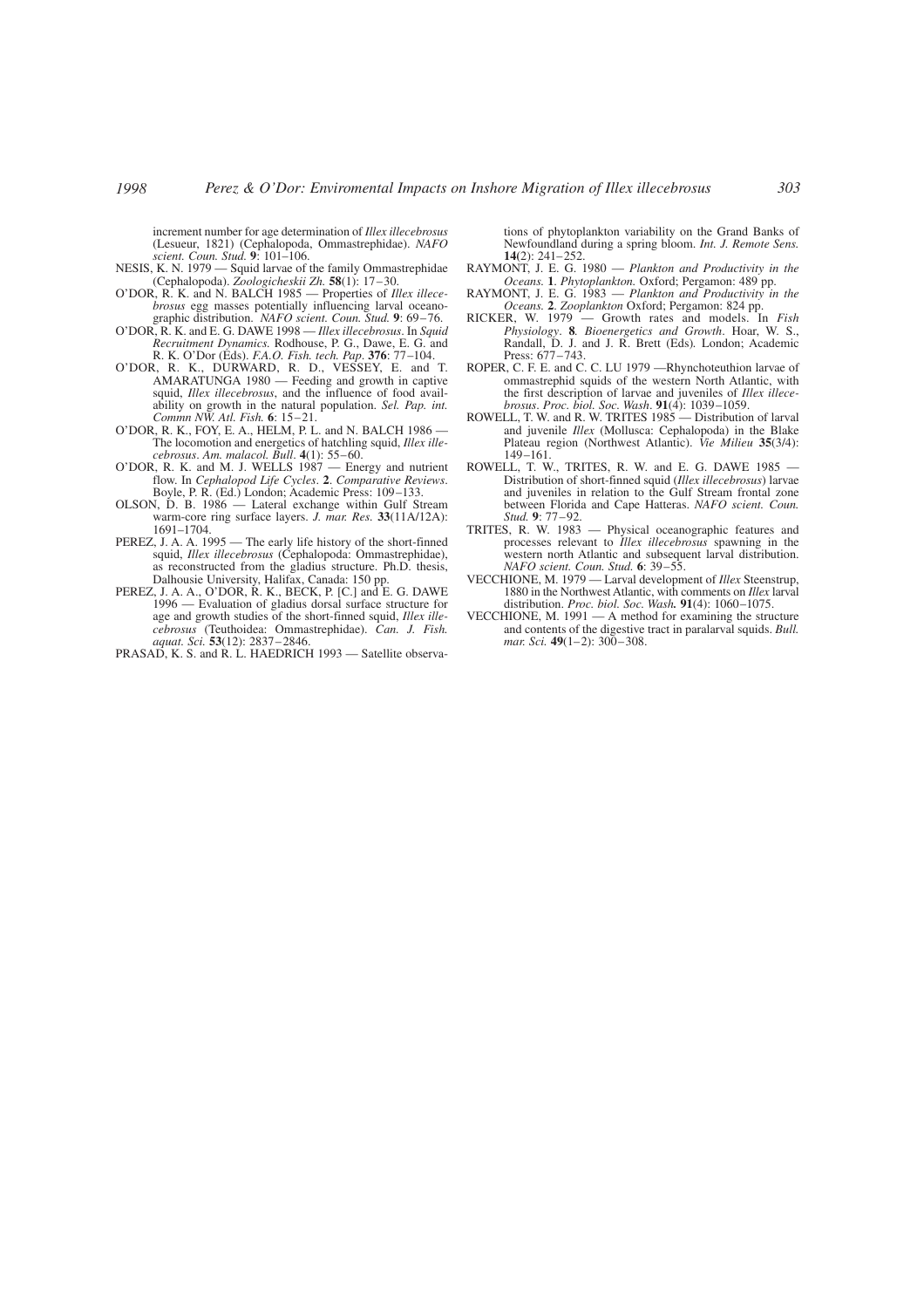increment number for age determination of *Illex illecebrosus* (Lesueur, 1821) (Cephalopoda, Ommastrephidae). *NAFO scient. Coun. Stud.* **9**: 101–106.

NESIS, K. N. 1979 — Squid larvae of the family Ommastrephidae (Cephalopoda). *Zoologicheskii Zh.* **58**(1): 17–30.

O'DOR, R. K. and N. BALCH 1985 — Properties of *Illex illecebrosus* egg masses potentially influencing larval oceanographic distribution. *NAFO scient. Coun. Stud.* **9**: 69–76.

O'DOR, R. K. and E. G. DAWE 1998 — *Illex illecebrosus*. In *Squid Recruitment Dynamics*. Rodhouse, P. G., Dawe, E. G. and R. K. O'Dor (Eds). *F.A.O. Fish. tech. Pap*. **376**: 77–104.

O'DOR, R. K., DURWARD, R. D., VESSEY, E. and T. AMARATUNGA 1980 — Feeding and growth in captive squid, *Illex illecebrosus*, and the influence of food availability on growth in the natural population. *Sel. Pap. int. Commn NW. Atl. Fish.* **6**: 15–21.

O'DOR, R. K., FOY, E. A., HELM, P. L. and N. BALCH 1986 — The locomotion and energetics of hatchling squid, *Illex illecebrosus*. *Am. malacol. Bull*. **4**(1): 55–60.

O'DOR, R. K. and M. J. WELLS 1987 — Energy and nutrient flow. In *Cephalopod Life Cycles*. **2**. *Comparative Reviews*. Boyle, P. R. (Ed.) London; Academic Press: 109–133.

OLSON, D. B. 1986 — Lateral exchange within Gulf Stream warm-core ring surface layers. *J. mar. Res.* **33**(11A/12A): 1691–1704.

PEREZ, J. A. A. 1995 — The early life history of the short-finned squid, *Illex illecebrosus* (Cephalopoda: Ommastrephidae), as reconstructed from the gladius structure. Ph.D. thesis, Dalhousie University, Halifax, Canada: 150 pp.

PEREZ, J. A. A., O'DOR, R. K., BECK, P. [C.] and E. G. DAWE 1996 — Evaluation of gladius dorsal surface structure for age and growth studies of the short-finned squid, *Illex illecebrosus* (Teuthoidea: Ommastrephidae). *Can. J. Fish. aquat. Sci.* **53**(12): 2837–2846.

PRASAD, K. S. and R. L. HAEDRICH 1993 — Satellite observations of phytoplankton variability on the Grand Banks of Newfoundland during a spring bloom. *Int. J. Remote Sens.* **14**(2): 241–252.

RAYMONT, J. E. G. 1980 — *Plankton and Productivity in the Oceans.* **1**. *Phytoplankton*. Oxford; Pergamon: 489 pp.

RAYMONT, J. E. G. 1983 — *Plankton and Productivity in the Oceans.* **2**. *Zooplankton* Oxford; Pergamon: 824 pp.

RICKER, W. 1979 — Growth rates and models. In *Fish Physiology*. **8**. *Bioenergetics and Growth*. Hoar, W. S., Randall, D. J. and J. R. Brett (Eds). London; Academic Press: 677–743.

ROPER, C. F. E. and C. C. LU 1979 —Rhynchoteuthion larvae of ommastrephid squids of the western North Atlantic, with the first description of larvae and juveniles of *Illex illecebrosus*. *Proc. biol. Soc. Wash*. **91**(4): 1039–1059.

ROWELL, T. W. and R. W. TRITES 1985 — Distribution of larval and juvenile *Illex* (Mollusca: Cephalopoda) in the Blake Plateau region (Northwest Atlantic). *Vie Milieu* **35**(3/4): 149–161.

ROWELL, T. W., TRITES, R. W. and E. G. DAWE 1985 — Distribution of short-finned squid (*Illex illecebrosus*) larvae and juveniles in relation to the Gulf Stream frontal zone between Florida and Cape Hatteras. *NAFO scient. Coun. Stud.* **9**: 77–92.

TRITES, R. W. 1983 — Physical oceanographic features and processes relevant to *Illex illecebrosus* spawning in the western north Atlantic and subsequent larval distribution. *NAFO scient. Coun. Stud.* **6**: 39–55.

VECCHIONE, M. 1979 — Larval development of *Illex* Steenstrup, 1880 in the Northwest Atlantic, with comments on *Illex* larval distribution. *Proc. biol. Soc. Wash.* **91**(4): 1060–1075.

VECCHIONE, M. 1991 — A method for examining the structure and contents of the digestive tract in paralarval squids. *Bull. mar. Sci.* **49**(1–2): 300–308.